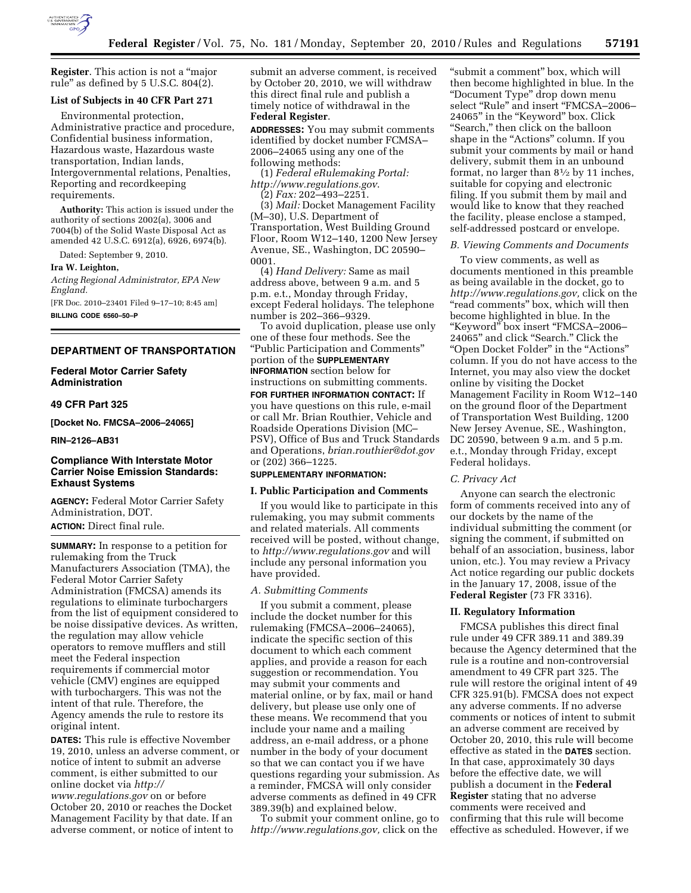**Register**. This action is not a "major rule" as defined by 5 U.S.C. 804(2).

### List of Subjects in 40 CFR Part 271

Environmental protection, Administrative practice and procedure, Confidential business information, Hazardous waste, Hazardous waste transportation, Indian lands, Intergovernmental relations, Penalties, Reporting and recordkeeping requirements.

**Authority:** This action is issued under the authority of sections 2002(a), 3006 and 7004(b) of the Solid Waste Disposal Act as amended 42 U.S.C. 6912(a), 6926, 6974(b).

Dated: September 9, 2010.

**Ira W. Leighton,**

*Acting Regional Administrator, EPA New England.*

[FR Doc. 2010–23401 Filed 9–17–10; 8:45 am]

**BILLING CODE 6560–50–P**

---

## DEPARTMENT OF TRANSPORTATION

### Federal Motor Carrier Safety Administration

### 49 CFR Part 325

**[Docket No. FMCSA–2006–24065]**

**RIN–2126–AB31**

### Compliance With Interstate Motor Carrier Noise Emission Standards: Exhaust Systems

**AGENCY:** Federal Motor Carrier Safety Administration, DOT.

**ACTION:** Direct final rule.

**SUMMARY:** In response to a petition for rulemaking from the Truck Manufacturers Association (TMA), the Federal Motor Carrier Safety Administration (FMCSA) amends its regulations to eliminate turbochargers from the list of equipment considered to be noise dissipative devices. As written, the regulation may allow vehicle operators to remove mufflers and still meet the Federal inspection requirements if commercial motor vehicle (CMV) engines are equipped with turbochargers. This was not the intent of that rule. Therefore, the Agency amends the rule to restore its original intent.

**DATES:** This rule is effective November 19, 2010, unless an adverse comment, or notice of intent to submit an adverse comment, is either submitted to our online docket via *http://www.regulations.gov* on or before October 20, 2010 or reaches the Docket Management Facility by that date. If an adverse comment, or notice of intent to submit an adverse comment, is received by October 20, 2010, we will withdraw this direct final rule and publish a timely notice of withdrawal in the **Federal Register**.

**ADDRESSES:** You may submit comments identified by docket number FCMSA–2006–24065 using any one of the following methods:

(1) *Federal eRulemaking Portal: http://www.regulations.gov*.

(2) *Fax:* 202–493–2251.

(3) *Mail:* Docket Management Facility (M–30), U.S. Department of Transportation, West Building Ground Floor, Room W12–140, 1200 New Jersey Avenue, SE., Washington, DC 20590–0001.

(4) *Hand Delivery:* Same as mail address above, between 9 a.m. and 5 p.m. e.t., Monday through Friday, except Federal holidays. The telephone number is 202–366–9329.

To avoid duplication, please use only one of these four methods. See the "Public Participation and Comments" portion of the **SUPPLEMENTARY INFORMATION** section below for instructions on submitting comments.

**FOR FURTHER INFORMATION CONTACT:** If you have questions on this rule, e-mail or call Mr. Brian Routhier, Vehicle and Roadside Operations Division (MC–PSV), Office of Bus and Truck Standards and Operations, *brian.routhier@dot.gov* or (202) 366–1225.

**SUPPLEMENTARY INFORMATION:**

### I. Public Participation and Comments

If you would like to participate in this rulemaking, you may submit comments and related materials. All comments received will be posted, without change, to *http://www.regulations.gov* and will include any personal information you have provided.

#### *A. Submitting Comments*

If you submit a comment, please include the docket number for this rulemaking (FMCSA–2006–24065), indicate the specific section of this document to which each comment applies, and provide a reason for each suggestion or recommendation. You may submit your comments and material online, or by fax, mail or hand delivery, but please use only one of these means. We recommend that you include your name and a mailing address, an e-mail address, or a phone number in the body of your document so that we can contact you if we have questions regarding your submission. As a reminder, FMCSA will only consider adverse comments as defined in 49 CFR 389.39(b) and explained below.

To submit your comment online, go to *http://www.regulations.gov,* click on the "submit a comment" box, which will then become highlighted in blue. In the "Document Type" drop down menu select "Rule" and insert "FMCSA–2006–24065" in the "Keyword" box. Click "Search," then click on the balloon shape in the "Actions" column. If you submit your comments by mail or hand delivery, submit them in an unbound format, no larger than 8½ by 11 inches, suitable for copying and electronic filing. If you submit them by mail and would like to know that they reached the facility, please enclose a stamped, self-addressed postcard or envelope.

#### *B. Viewing Comments and Documents*

To view comments, as well as documents mentioned in this preamble as being available in the docket, go to *http://www.regulations.gov,* click on the "read comments" box, which will then become highlighted in blue. In the "Keyword" box insert "FMCSA–2006–24065" and click "Search." Click the "Open Docket Folder" in the "Actions" column. If you do not have access to the Internet, you may also view the docket online by visiting the Docket Management Facility in Room W12–140 on the ground floor of the Department of Transportation West Building, 1200 New Jersey Avenue, SE., Washington, DC 20590, between 9 a.m. and 5 p.m. e.t., Monday through Friday, except Federal holidays.

#### *C. Privacy Act*

Anyone can search the electronic form of comments received into any of our dockets by the name of the individual submitting the comment (or signing the comment, if submitted on behalf of an association, business, labor union, etc.). You may review a Privacy Act notice regarding our public dockets in the January 17, 2008, issue of the **Federal Register** (73 FR 3316).

### II. Regulatory Information

FMCSA publishes this direct final rule under 49 CFR 389.11 and 389.39 because the Agency determined that the rule is a routine and non-controversial amendment to 49 CFR part 325. The rule will restore the original intent of 49 CFR 325.91(b). FMCSA does not expect any adverse comments. If no adverse comments or notices of intent to submit an adverse comment are received by October 20, 2010, this rule will become effective as stated in the **DATES** section. In that case, approximately 30 days before the effective date, we will publish a document in the **Federal Register** stating that no adverse comments were received and confirming that this rule will become effective as scheduled. However, if we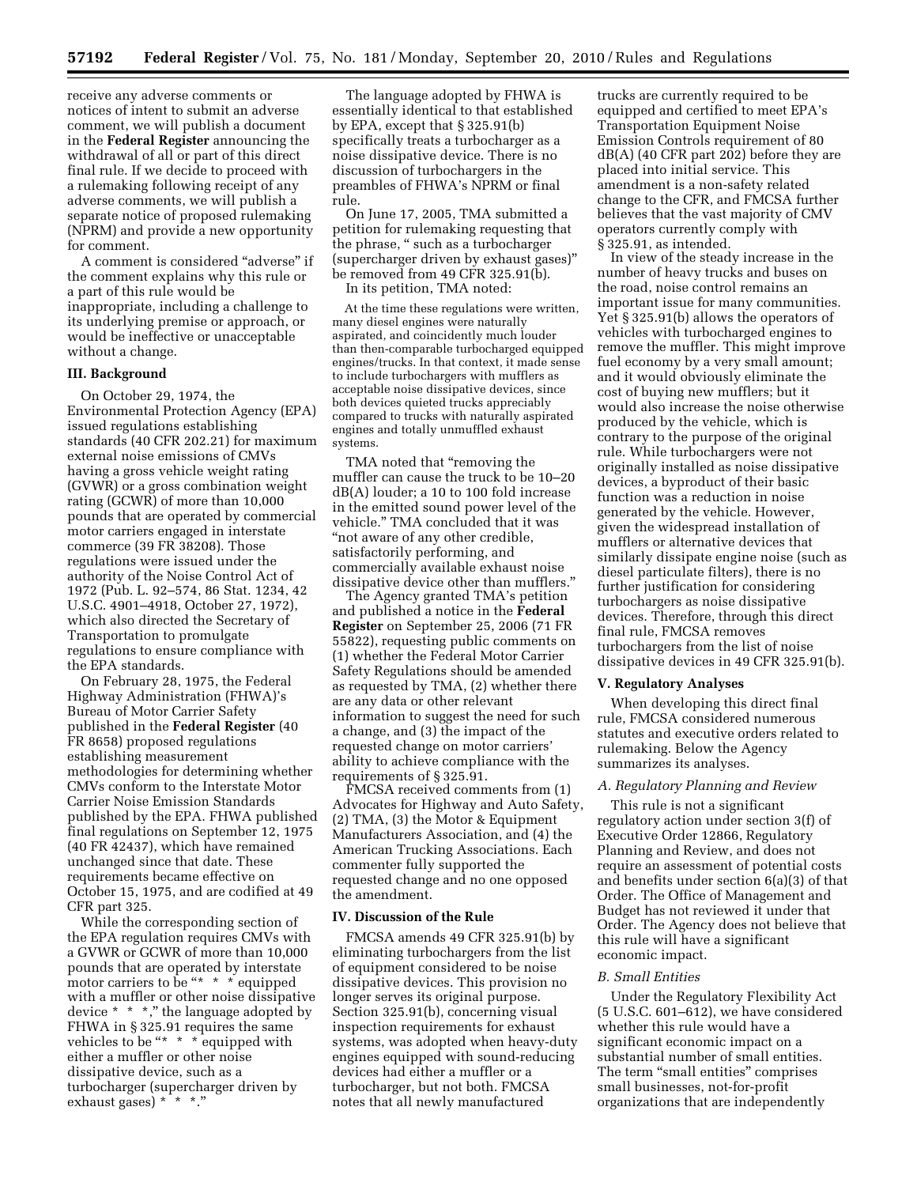receive any adverse comments or notices of intent to submit an adverse comment, we will publish a document in the **Federal Register** announcing the withdrawal of all or part of this direct final rule. If we decide to proceed with a rulemaking following receipt of any adverse comments, we will publish a separate notice of proposed rulemaking (NPRM) and provide a new opportunity for comment.

A comment is considered "adverse" if the comment explains why this rule or a part of this rule would be inappropriate, including a challenge to its underlying premise or approach, or would be ineffective or unacceptable without a change.

## III. Background

On October 29, 1974, the Environmental Protection Agency (EPA) issued regulations establishing standards (40 CFR 202.21) for maximum external noise emissions of CMVs having a gross vehicle weight rating (GVWR) or a gross combination weight rating (GCWR) of more than 10,000 pounds that are operated by commercial motor carriers engaged in interstate commerce (39 FR 38208). Those regulations were issued under the authority of the Noise Control Act of 1972 (Pub. L. 92–574, 86 Stat. 1234, 42 U.S.C. 4901–4918, October 27, 1972), which also directed the Secretary of Transportation to promulgate regulations to ensure compliance with the EPA standards.

On February 28, 1975, the Federal Highway Administration (FHWA)'s Bureau of Motor Carrier Safety published in the **Federal Register** (40 FR 8658) proposed regulations establishing measurement methodologies for determining whether CMVs conform to the Interstate Motor Carrier Noise Emission Standards published by the EPA. FHWA published final regulations on September 12, 1975 (40 FR 42437), which have remained unchanged since that date. These requirements became effective on October 15, 1975, and are codified at 49 CFR part 325.

While the corresponding section of the EPA regulation requires CMVs with a GVWR or GCWR of more than 10,000 pounds that are operated by interstate motor carriers to be "* * * equipped with a muffler or other noise dissipative device * * *," the language adopted by FHWA in § 325.91 requires the same vehicles to be "* * * equipped with either a muffler or other noise dissipative device, such as a turbocharger (supercharger driven by exhaust gases) * * *."

The language adopted by FHWA is essentially identical to that established by EPA, except that § 325.91(b) specifically treats a turbocharger as a noise dissipative device. There is no discussion of turbochargers in the preambles of FHWA's NPRM or final rule.

On June 17, 2005, TMA submitted a petition for rulemaking requesting that the phrase, " such as a turbocharger (supercharger driven by exhaust gases)" be removed from 49 CFR 325.91(b).

In its petition, TMA noted:

> At the time these regulations were written, many diesel engines were naturally aspirated, and coincidently much louder than then-comparable turbocharged equipped engines/trucks. In that context, it made sense to include turbochargers with mufflers as acceptable noise dissipative devices, since both devices quieted trucks appreciably compared to trucks with naturally aspirated engines and totally unmuffled exhaust systems.

TMA noted that "removing the muffler can cause the truck to be 10–20 dB(A) louder; a 10 to 100 fold increase in the emitted sound power level of the vehicle." TMA concluded that it was "not aware of any other credible, satisfactorily performing, and commercially available exhaust noise dissipative device other than mufflers."

The Agency granted TMA's petition and published a notice in the **Federal Register** on September 25, 2006 (71 FR 55822), requesting public comments on (1) whether the Federal Motor Carrier Safety Regulations should be amended as requested by TMA, (2) whether there are any data or other relevant information to suggest the need for such a change, and (3) the impact of the requested change on motor carriers' ability to achieve compliance with the requirements of § 325.91.

FMCSA received comments from (1) Advocates for Highway and Auto Safety, (2) TMA, (3) the Motor & Equipment Manufacturers Association, and (4) the American Trucking Associations. Each commenter fully supported the requested change and no one opposed the amendment.

## IV. Discussion of the Rule

FMCSA amends 49 CFR 325.91(b) by eliminating turbochargers from the list of equipment considered to be noise dissipative devices. This provision no longer serves its original purpose. Section 325.91(b), concerning visual inspection requirements for exhaust systems, was adopted when heavy-duty engines equipped with sound-reducing devices had either a muffler or a turbocharger, but not both. FMCSA notes that all newly manufactured trucks are currently required to be equipped and certified to meet EPA's Transportation Equipment Noise Emission Controls requirement of 80 dB(A) (40 CFR part 202) before they are placed into initial service. This amendment is a non-safety related change to the CFR, and FMCSA further believes that the vast majority of CMV operators currently comply with § 325.91, as intended.

In view of the steady increase in the number of heavy trucks and buses on the road, noise control remains an important issue for many communities. Yet § 325.91(b) allows the operators of vehicles with turbocharged engines to remove the muffler. This might improve fuel economy by a very small amount; and it would obviously eliminate the cost of buying new mufflers; but it would also increase the noise otherwise produced by the vehicle, which is contrary to the purpose of the original rule. While turbochargers were not originally installed as noise dissipative devices, a byproduct of their basic function was a reduction in noise generated by the vehicle. However, given the widespread installation of mufflers or alternative devices that similarly dissipate engine noise (such as diesel particulate filters), there is no further justification for considering turbochargers as noise dissipative devices. Therefore, through this direct final rule, FMCSA removes turbochargers from the list of noise dissipative devices in 49 CFR 325.91(b).

## V. Regulatory Analyses

When developing this direct final rule, FMCSA considered numerous statutes and executive orders related to rulemaking. Below the Agency summarizes its analyses.

### *A. Regulatory Planning and Review*

This rule is not a significant regulatory action under section 3(f) of Executive Order 12866, Regulatory Planning and Review, and does not require an assessment of potential costs and benefits under section 6(a)(3) of that Order. The Office of Management and Budget has not reviewed it under that Order. The Agency does not believe that this rule will have a significant economic impact.

### *B. Small Entities*

Under the Regulatory Flexibility Act (5 U.S.C. 601–612), we have considered whether this rule would have a significant economic impact on a substantial number of small entities. The term "small entities" comprises small businesses, not-for-profit organizations that are independently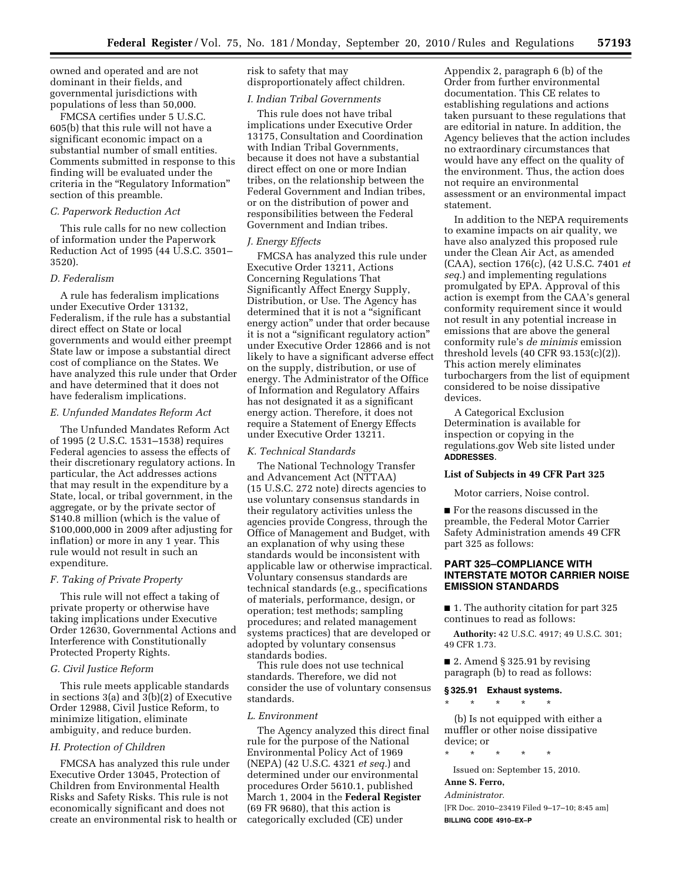owned and operated and are not dominant in their fields, and governmental jurisdictions with populations of less than 50,000.

FMCSA certifies under 5 U.S.C. 605(b) that this rule will not have a significant economic impact on a substantial number of small entities. Comments submitted in response to this finding will be evaluated under the criteria in the "Regulatory Information" section of this preamble.

### *C. Paperwork Reduction Act*

This rule calls for no new collection of information under the Paperwork Reduction Act of 1995 (44 U.S.C. 3501–3520).

### *D. Federalism*

A rule has federalism implications under Executive Order 13132, Federalism, if the rule has a substantial direct effect on State or local governments and would either preempt State law or impose a substantial direct cost of compliance on the States. We have analyzed this rule under that Order and have determined that it does not have federalism implications.

### *E. Unfunded Mandates Reform Act*

The Unfunded Mandates Reform Act of 1995 (2 U.S.C. 1531–1538) requires Federal agencies to assess the effects of their discretionary regulatory actions. In particular, the Act addresses actions that may result in the expenditure by a State, local, or tribal government, in the aggregate, or by the private sector of $140.8 million (which is the value of $100,000,000 in 2009 after adjusting for inflation) or more in any 1 year. This rule would not result in such an expenditure.

### *F. Taking of Private Property*

This rule will not effect a taking of private property or otherwise have taking implications under Executive Order 12630, Governmental Actions and Interference with Constitutionally Protected Property Rights.

### *G. Civil Justice Reform*

This rule meets applicable standards in sections 3(a) and 3(b)(2) of Executive Order 12988, Civil Justice Reform, to minimize litigation, eliminate ambiguity, and reduce burden.

### *H. Protection of Children*

FMCSA has analyzed this rule under Executive Order 13045, Protection of Children from Environmental Health Risks and Safety Risks. This rule is not economically significant and does not create an environmental risk to health or risk to safety that may disproportionately affect children.

### *I. Indian Tribal Governments*

This rule does not have tribal implications under Executive Order 13175, Consultation and Coordination with Indian Tribal Governments, because it does not have a substantial direct effect on one or more Indian tribes, on the relationship between the Federal Government and Indian tribes, or on the distribution of power and responsibilities between the Federal Government and Indian tribes.

### *J. Energy Effects*

FMCSA has analyzed this rule under Executive Order 13211, Actions Concerning Regulations That Significantly Affect Energy Supply, Distribution, or Use. The Agency has determined that it is not a "significant energy action" under that order because it is not a "significant regulatory action" under Executive Order 12866 and is not likely to have a significant adverse effect on the supply, distribution, or use of energy. The Administrator of the Office of Information and Regulatory Affairs has not designated it as a significant energy action. Therefore, it does not require a Statement of Energy Effects under Executive Order 13211.

### *K. Technical Standards*

The National Technology Transfer and Advancement Act (NTTAA) (15 U.S.C. 272 note) directs agencies to use voluntary consensus standards in their regulatory activities unless the agencies provide Congress, through the Office of Management and Budget, with an explanation of why using these standards would be inconsistent with applicable law or otherwise impractical. Voluntary consensus standards are technical standards (e.g., specifications of materials, performance, design, or operation; test methods; sampling procedures; and related management systems practices) that are developed or adopted by voluntary consensus standards bodies.

This rule does not use technical standards. Therefore, we did not consider the use of voluntary consensus standards.

### *L. Environment*

The Agency analyzed this direct final rule for the purpose of the National Environmental Policy Act of 1969 (NEPA) (42 U.S.C. 4321 *et seq.*) and determined under our environmental procedures Order 5610.1, published March 1, 2004 in the **Federal Register** (69 FR 9680), that this action is categorically excluded (CE) under Appendix 2, paragraph 6 (b) of the Order from further environmental documentation. This CE relates to establishing regulations and actions taken pursuant to these regulations that are editorial in nature. In addition, the Agency believes that the action includes no extraordinary circumstances that would have any effect on the quality of the environment. Thus, the action does not require an environmental assessment or an environmental impact statement.

In addition to the NEPA requirements to examine impacts on air quality, we have also analyzed this proposed rule under the Clean Air Act, as amended (CAA), section 176(c), (42 U.S.C. 7401 *et seq.*) and implementing regulations promulgated by EPA. Approval of this action is exempt from the CAA's general conformity requirement since it would not result in any potential increase in emissions that are above the general conformity rule's *de minimis* emission threshold levels (40 CFR 93.153(c)(2)). This action merely eliminates turbochargers from the list of equipment considered to be noise dissipative devices.

A Categorical Exclusion Determination is available for inspection or copying in the regulations.gov Web site listed under **ADDRESSES**.

### List of Subjects in 49 CFR Part 325

Motor carriers, Noise control.

■ For the reasons discussed in the preamble, the Federal Motor Carrier Safety Administration amends 49 CFR part 325 as follows:

## PART 325–COMPLIANCE WITH INTERSTATE MOTOR CARRIER NOISE EMISSION STANDARDS

■ 1. The authority citation for part 325 continues to read as follows:

**Authority:** 42 U.S.C. 4917; 49 U.S.C. 301; 49 CFR 1.73.

■ 2. Amend § 325.91 by revising paragraph (b) to read as follows:

#### § 325.91 Exhaust systems.

\* \* \* \* \*

(b) Is not equipped with either a muffler or other noise dissipative device; or

\* \* \* \* \*

Issued on: September 15, 2010.

**Anne S. Ferro,**

*Administrator.*

[FR Doc. 2010–23419 Filed 9–17–10; 8:45 am]

**BILLING CODE 4910–EX–P**